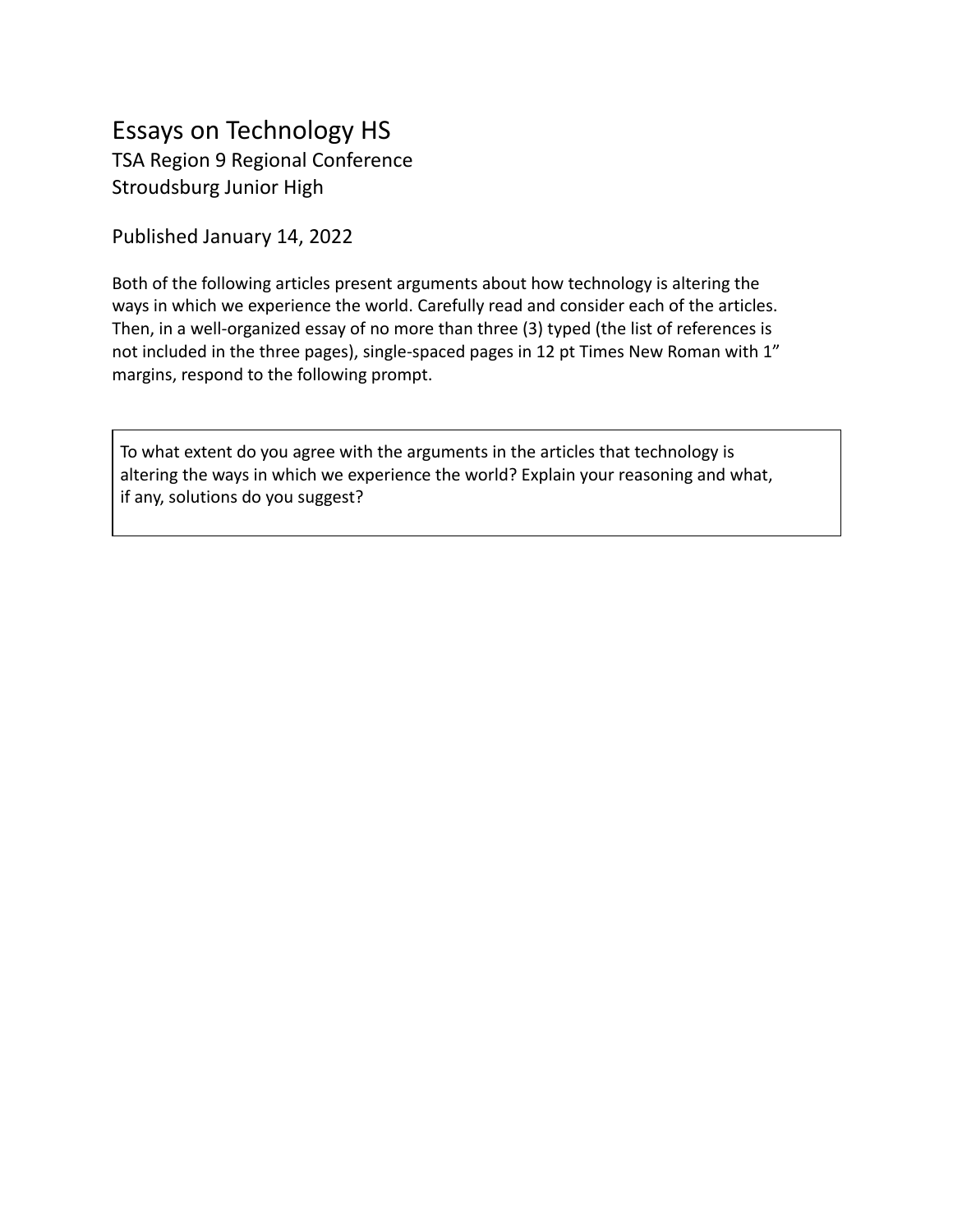# Essays on Technology HS

TSA Region 9 Regional Conference
Stroudsburg Junior High

Published January 14, 2022

Both of the following articles present arguments about how technology is altering the ways in which we experience the world. Carefully read and consider each of the articles. Then, in a well-organized essay of no more than three (3) typed (the list of references is not included in the three pages), single-spaced pages in 12 pt Times New Roman with 1" margins, respond to the following prompt.

> To what extent do you agree with the arguments in the articles that technology is altering the ways in which we experience the world? Explain your reasoning and what, if any, solutions do you suggest?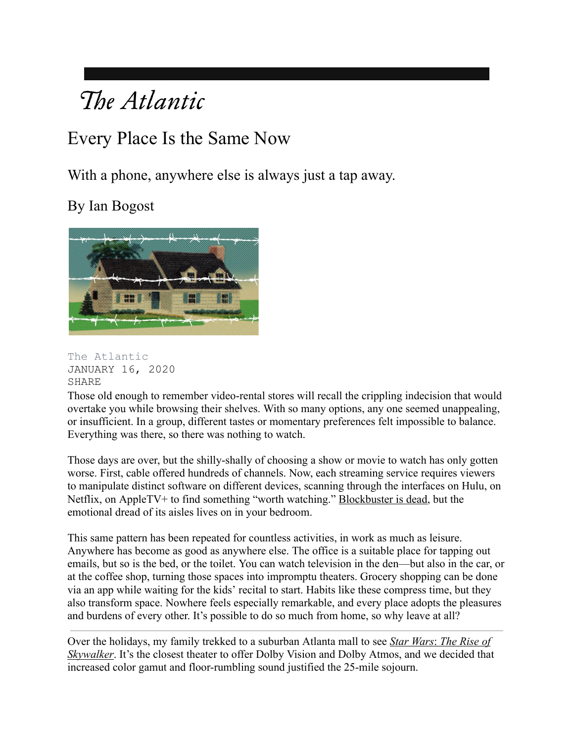# Every Place Is the Same Now

## With a phone, anywhere else is always just a tap away.

By Ian Bogost

The Atlantic
JANUARY 16, 2020
SHARE

Those old enough to remember video-rental stores will recall the crippling indecision that would overtake you while browsing their shelves. With so many options, any one seemed unappealing, or insufficient. In a group, different tastes or momentary preferences felt impossible to balance. Everything was there, so there was nothing to watch.

Those days are over, but the shilly-shally of choosing a show or movie to watch has only gotten worse. First, cable offered hundreds of channels. Now, each streaming service requires viewers to manipulate distinct software on different devices, scanning through the interfaces on Hulu, on Netflix, on AppleTV+ to find something "worth watching." Blockbuster is dead, but the emotional dread of its aisles lives on in your bedroom.

This same pattern has been repeated for countless activities, in work as much as leisure. Anywhere has become as good as anywhere else. The office is a suitable place for tapping out emails, but so is the bed, or the toilet. You can watch television in the den—but also in the car, or at the coffee shop, turning those spaces into impromptu theaters. Grocery shopping can be done via an app while waiting for the kids' recital to start. Habits like these compress time, but they also transform space. Nowhere feels especially remarkable, and every place adopts the pleasures and burdens of every other. It's possible to do so much from home, so why leave at all?

---

Over the holidays, my family trekked to a suburban Atlanta mall to see *Star Wars: The Rise of Skywalker*. It's the closest theater to offer Dolby Vision and Dolby Atmos, and we decided that increased color gamut and floor-rumbling sound justified the 25-mile sojourn.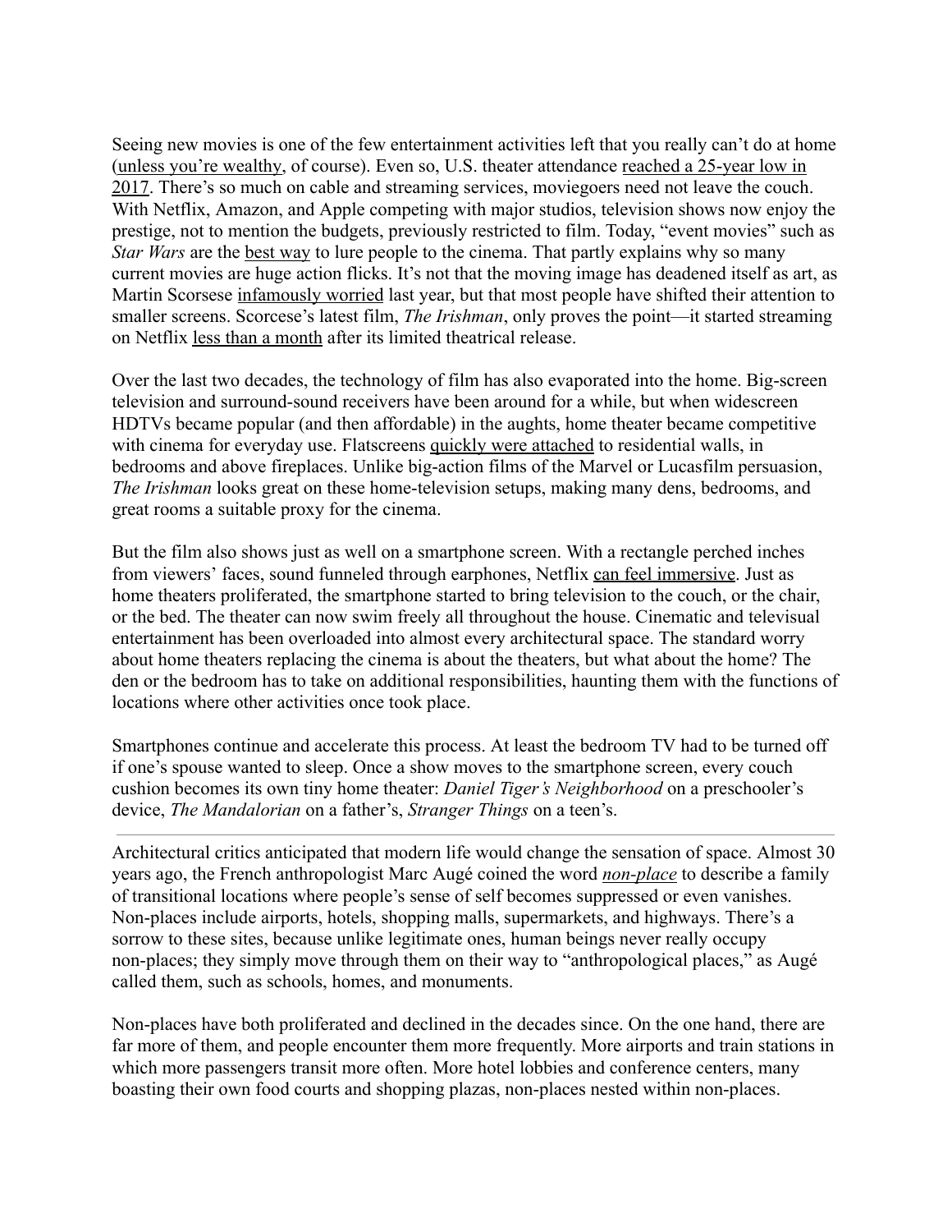Seeing new movies is one of the few entertainment activities left that you really can't do at home (unless you're wealthy, of course). Even so, U.S. theater attendance reached a 25-year low in 2017. There's so much on cable and streaming services, moviegoers need not leave the couch. With Netflix, Amazon, and Apple competing with major studios, television shows now enjoy the prestige, not to mention the budgets, previously restricted to film. Today, "event movies" such as *Star Wars* are the best way to lure people to the cinema. That partly explains why so many current movies are huge action flicks. It's not that the moving image has deadened itself as art, as Martin Scorsese infamously worried last year, but that most people have shifted their attention to smaller screens. Scorcese's latest film, *The Irishman*, only proves the point—it started streaming on Netflix less than a month after its limited theatrical release.

Over the last two decades, the technology of film has also evaporated into the home. Big-screen television and surround-sound receivers have been around for a while, but when widescreen HDTVs became popular (and then affordable) in the aughts, home theater became competitive with cinema for everyday use. Flatscreens quickly were attached to residential walls, in bedrooms and above fireplaces. Unlike big-action films of the Marvel or Lucasfilm persuasion, *The Irishman* looks great on these home-television setups, making many dens, bedrooms, and great rooms a suitable proxy for the cinema.

But the film also shows just as well on a smartphone screen. With a rectangle perched inches from viewers' faces, sound funneled through earphones, Netflix can feel immersive. Just as home theaters proliferated, the smartphone started to bring television to the couch, or the chair, or the bed. The theater can now swim freely all throughout the house. Cinematic and televisual entertainment has been overloaded into almost every architectural space. The standard worry about home theaters replacing the cinema is about the theaters, but what about the home? The den or the bedroom has to take on additional responsibilities, haunting them with the functions of locations where other activities once took place.

Smartphones continue and accelerate this process. At least the bedroom TV had to be turned off if one's spouse wanted to sleep. Once a show moves to the smartphone screen, every couch cushion becomes its own tiny home theater: *Daniel Tiger's Neighborhood* on a preschooler's device, *The Mandalorian* on a father's, *Stranger Things* on a teen's.

---

Architectural critics anticipated that modern life would change the sensation of space. Almost 30 years ago, the French anthropologist Marc Augé coined the word *non-place* to describe a family of transitional locations where people's sense of self becomes suppressed or even vanishes. Non-places include airports, hotels, shopping malls, supermarkets, and highways. There's a sorrow to these sites, because unlike legitimate ones, human beings never really occupy non-places; they simply move through them on their way to "anthropological places," as Augé called them, such as schools, homes, and monuments.

Non-places have both proliferated and declined in the decades since. On the one hand, there are far more of them, and people encounter them more frequently. More airports and train stations in which more passengers transit more often. More hotel lobbies and conference centers, many boasting their own food courts and shopping plazas, non-places nested within non-places.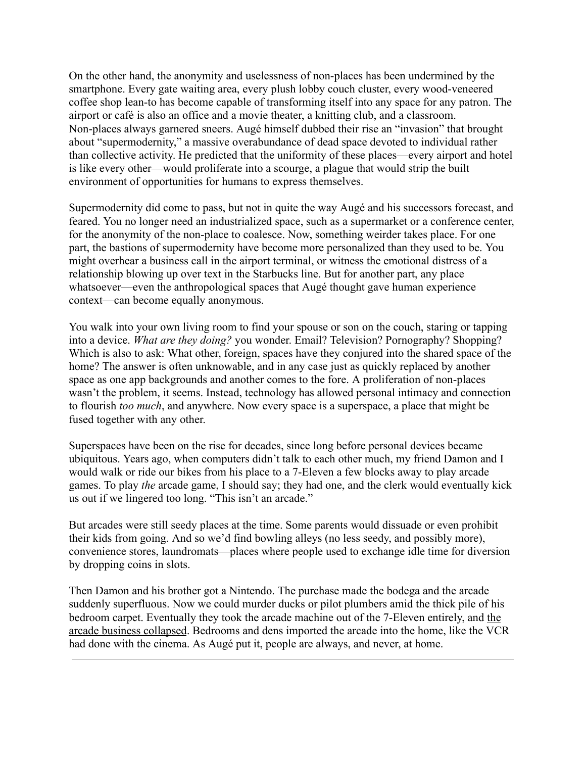On the other hand, the anonymity and uselessness of non-places has been undermined by the smartphone. Every gate waiting area, every plush lobby couch cluster, every wood-veneered coffee shop lean-to has become capable of transforming itself into any space for any patron. The airport or café is also an office and a movie theater, a knitting club, and a classroom. Non-places always garnered sneers. Augé himself dubbed their rise an "invasion" that brought about "supermodernity," a massive overabundance of dead space devoted to individual rather than collective activity. He predicted that the uniformity of these places—every airport and hotel is like every other—would proliferate into a scourge, a plague that would strip the built environment of opportunities for humans to express themselves.

Supermodernity did come to pass, but not in quite the way Augé and his successors forecast, and feared. You no longer need an industrialized space, such as a supermarket or a conference center, for the anonymity of the non-place to coalesce. Now, something weirder takes place. For one part, the bastions of supermodernity have become more personalized than they used to be. You might overhear a business call in the airport terminal, or witness the emotional distress of a relationship blowing up over text in the Starbucks line. But for another part, any place whatsoever—even the anthropological spaces that Augé thought gave human experience context—can become equally anonymous.

You walk into your own living room to find your spouse or son on the couch, staring or tapping into a device. *What are they doing?* you wonder. Email? Television? Pornography? Shopping? Which is also to ask: What other, foreign, spaces have they conjured into the shared space of the home? The answer is often unknowable, and in any case just as quickly replaced by another space as one app backgrounds and another comes to the fore. A proliferation of non-places wasn't the problem, it seems. Instead, technology has allowed personal intimacy and connection to flourish *too much*, and anywhere. Now every space is a superspace, a place that might be fused together with any other.

Superspaces have been on the rise for decades, since long before personal devices became ubiquitous. Years ago, when computers didn't talk to each other much, my friend Damon and I would walk or ride our bikes from his place to a 7-Eleven a few blocks away to play arcade games. To play *the* arcade game, I should say; they had one, and the clerk would eventually kick us out if we lingered too long. "This isn't an arcade."

But arcades were still seedy places at the time. Some parents would dissuade or even prohibit their kids from going. And so we'd find bowling alleys (no less seedy, and possibly more), convenience stores, laundromats—places where people used to exchange idle time for diversion by dropping coins in slots.

Then Damon and his brother got a Nintendo. The purchase made the bodega and the arcade suddenly superfluous. Now we could murder ducks or pilot plumbers amid the thick pile of his bedroom carpet. Eventually they took the arcade machine out of the 7-Eleven entirely, and the arcade business collapsed. Bedrooms and dens imported the arcade into the home, like the VCR had done with the cinema. As Augé put it, people are always, and never, at home.

---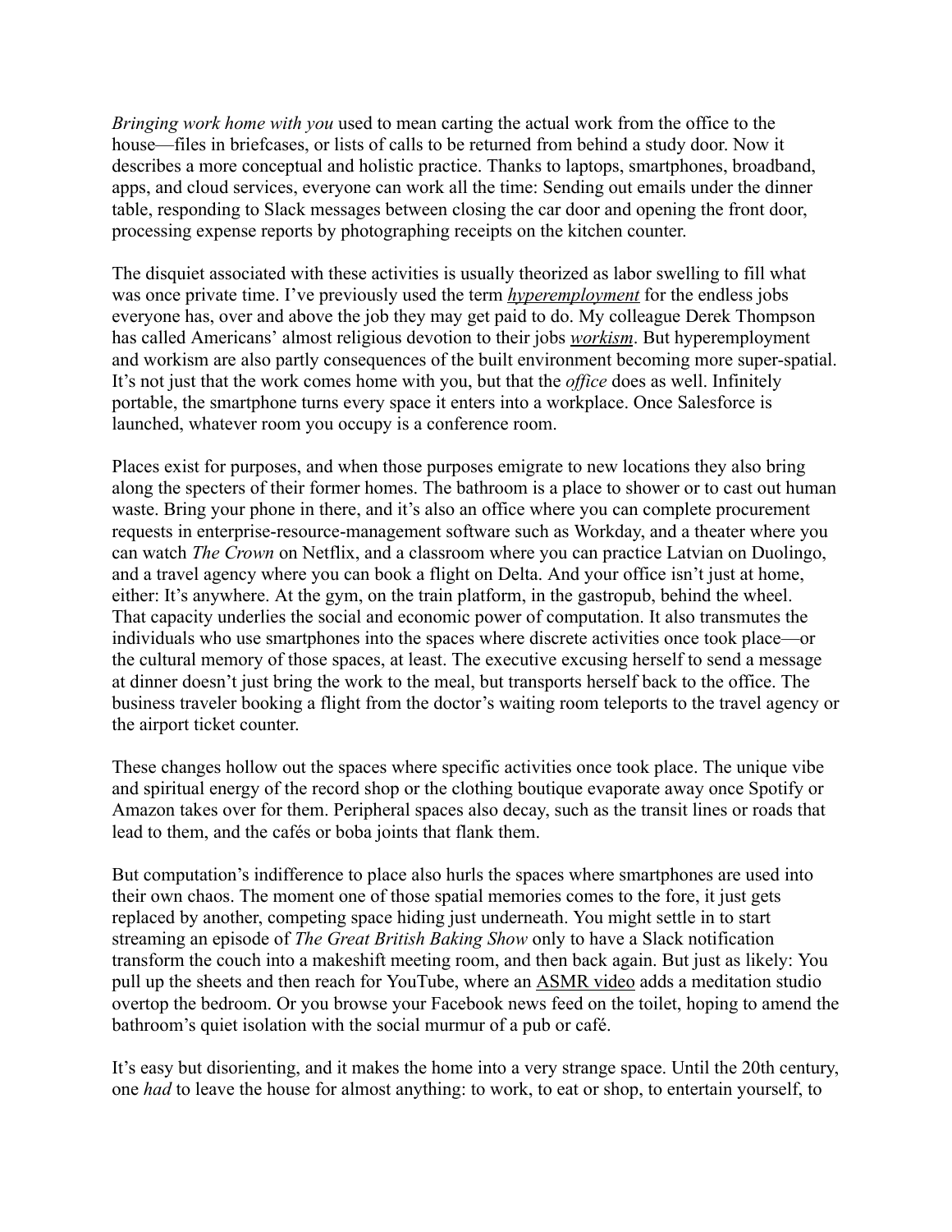*Bringing work home with you* used to mean carting the actual work from the office to the house—files in briefcases, or lists of calls to be returned from behind a study door. Now it describes a more conceptual and holistic practice. Thanks to laptops, smartphones, broadband, apps, and cloud services, everyone can work all the time: Sending out emails under the dinner table, responding to Slack messages between closing the car door and opening the front door, processing expense reports by photographing receipts on the kitchen counter.

The disquiet associated with these activities is usually theorized as labor swelling to fill what was once private time. I've previously used the term *hyperemployment* for the endless jobs everyone has, over and above the job they may get paid to do. My colleague Derek Thompson has called Americans' almost religious devotion to their jobs *workism*. But hyperemployment and workism are also partly consequences of the built environment becoming more super-spatial. It's not just that the work comes home with you, but that the *office* does as well. Infinitely portable, the smartphone turns every space it enters into a workplace. Once Salesforce is launched, whatever room you occupy is a conference room.

Places exist for purposes, and when those purposes emigrate to new locations they also bring along the specters of their former homes. The bathroom is a place to shower or to cast out human waste. Bring your phone in there, and it's also an office where you can complete procurement requests in enterprise-resource-management software such as Workday, and a theater where you can watch *The Crown* on Netflix, and a classroom where you can practice Latvian on Duolingo, and a travel agency where you can book a flight on Delta. And your office isn't just at home, either: It's anywhere. At the gym, on the train platform, in the gastropub, behind the wheel. That capacity underlies the social and economic power of computation. It also transmutes the individuals who use smartphones into the spaces where discrete activities once took place—or the cultural memory of those spaces, at least. The executive excusing herself to send a message at dinner doesn't just bring the work to the meal, but transports herself back to the office. The business traveler booking a flight from the doctor's waiting room teleports to the travel agency or the airport ticket counter.

These changes hollow out the spaces where specific activities once took place. The unique vibe and spiritual energy of the record shop or the clothing boutique evaporate away once Spotify or Amazon takes over for them. Peripheral spaces also decay, such as the transit lines or roads that lead to them, and the cafés or boba joints that flank them.

But computation's indifference to place also hurls the spaces where smartphones are used into their own chaos. The moment one of those spatial memories comes to the fore, it just gets replaced by another, competing space hiding just underneath. You might settle in to start streaming an episode of *The Great British Baking Show* only to have a Slack notification transform the couch into a makeshift meeting room, and then back again. But just as likely: You pull up the sheets and then reach for YouTube, where an ASMR video adds a meditation studio overtop the bedroom. Or you browse your Facebook news feed on the toilet, hoping to amend the bathroom's quiet isolation with the social murmur of a pub or café.

It's easy but disorienting, and it makes the home into a very strange space. Until the 20th century, one *had* to leave the house for almost anything: to work, to eat or shop, to entertain yourself, to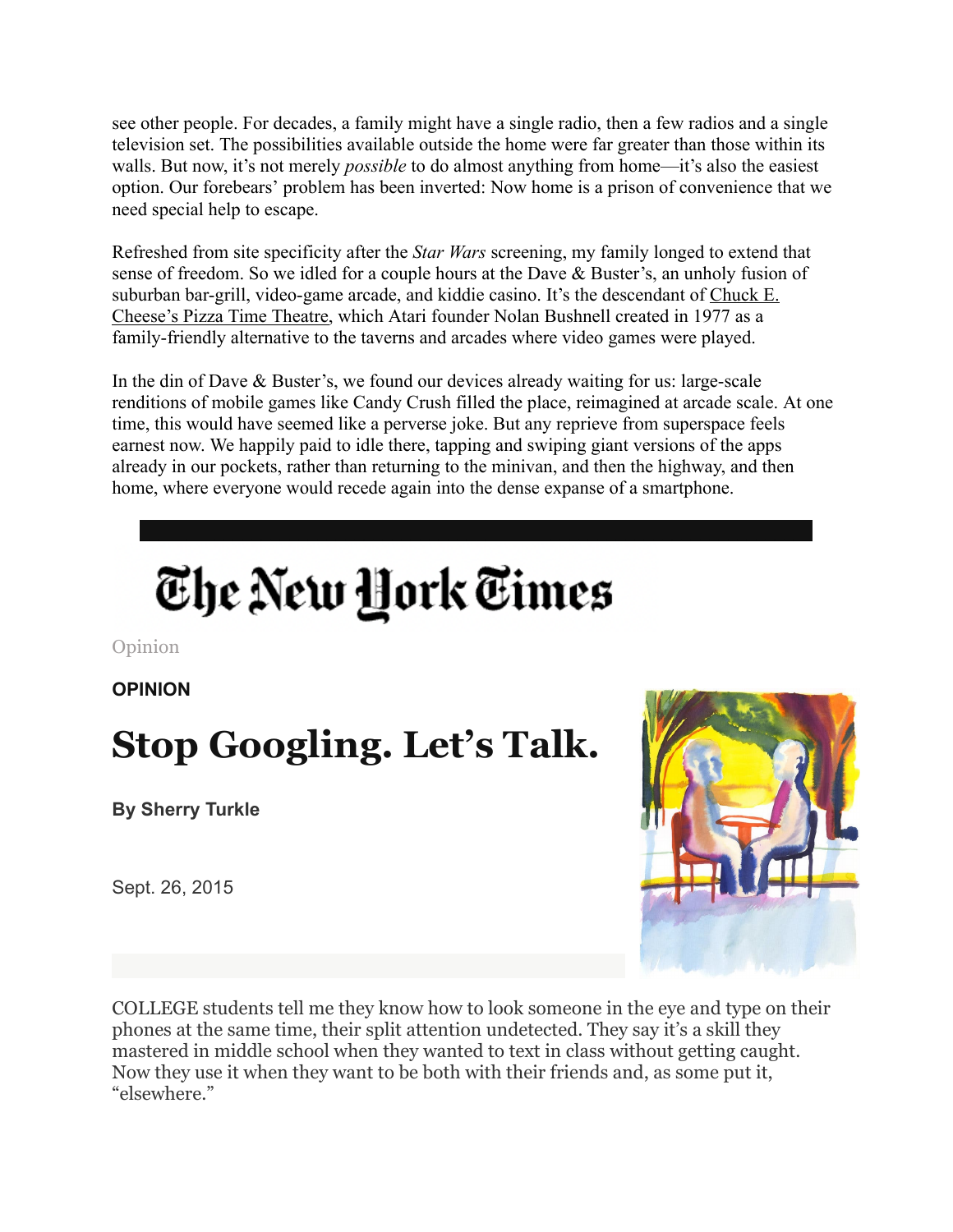see other people. For decades, a family might have a single radio, then a few radios and a single television set. The possibilities available outside the home were far greater than those within its walls. But now, it's not merely *possible* to do almost anything from home—it's also the easiest option. Our forebears' problem has been inverted: Now home is a prison of convenience that we need special help to escape.

Refreshed from site specificity after the *Star Wars* screening, my family longed to extend that sense of freedom. So we idled for a couple hours at the Dave & Buster's, an unholy fusion of suburban bar-grill, video-game arcade, and kiddie casino. It's the descendant of Chuck E. Cheese's Pizza Time Theatre, which Atari founder Nolan Bushnell created in 1977 as a family-friendly alternative to the taverns and arcades where video games were played.

In the din of Dave & Buster's, we found our devices already waiting for us: large-scale renditions of mobile games like Candy Crush filled the place, reimagined at arcade scale. At one time, this would have seemed like a perverse joke. But any reprieve from superspace feels earnest now. We happily paid to idle there, tapping and swiping giant versions of the apps already in our pockets, rather than returning to the minivan, and then the highway, and then home, where everyone would recede again into the dense expanse of a smartphone.

---

The New York Times

Opinion

**OPINION**

# Stop Googling. Let's Talk.

**By Sherry Turkle**

Sept. 26, 2015

COLLEGE students tell me they know how to look someone in the eye and type on their phones at the same time, their split attention undetected. They say it's a skill they mastered in middle school when they wanted to text in class without getting caught. Now they use it when they want to be both with their friends and, as some put it, "elsewhere."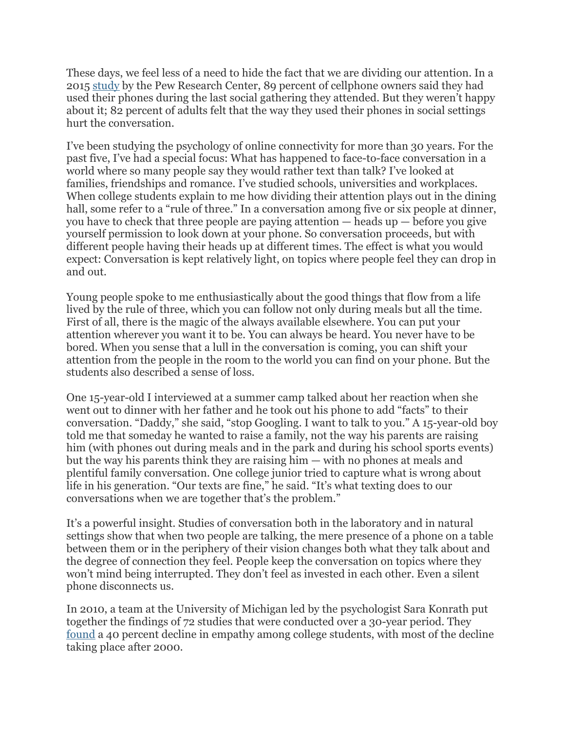These days, we feel less of a need to hide the fact that we are dividing our attention. In a 2015 study by the Pew Research Center, 89 percent of cellphone owners said they had used their phones during the last social gathering they attended. But they weren't happy about it; 82 percent of adults felt that the way they used their phones in social settings hurt the conversation.

I've been studying the psychology of online connectivity for more than 30 years. For the past five, I've had a special focus: What has happened to face-to-face conversation in a world where so many people say they would rather text than talk? I've looked at families, friendships and romance. I've studied schools, universities and workplaces. When college students explain to me how dividing their attention plays out in the dining hall, some refer to a "rule of three." In a conversation among five or six people at dinner, you have to check that three people are paying attention — heads up — before you give yourself permission to look down at your phone. So conversation proceeds, but with different people having their heads up at different times. The effect is what you would expect: Conversation is kept relatively light, on topics where people feel they can drop in and out.

Young people spoke to me enthusiastically about the good things that flow from a life lived by the rule of three, which you can follow not only during meals but all the time. First of all, there is the magic of the always available elsewhere. You can put your attention wherever you want it to be. You can always be heard. You never have to be bored. When you sense that a lull in the conversation is coming, you can shift your attention from the people in the room to the world you can find on your phone. But the students also described a sense of loss.

One 15-year-old I interviewed at a summer camp talked about her reaction when she went out to dinner with her father and he took out his phone to add "facts" to their conversation. "Daddy," she said, "stop Googling. I want to talk to you." A 15-year-old boy told me that someday he wanted to raise a family, not the way his parents are raising him (with phones out during meals and in the park and during his school sports events) but the way his parents think they are raising him — with no phones at meals and plentiful family conversation. One college junior tried to capture what is wrong about life in his generation. "Our texts are fine," he said. "It's what texting does to our conversations when we are together that's the problem."

It's a powerful insight. Studies of conversation both in the laboratory and in natural settings show that when two people are talking, the mere presence of a phone on a table between them or in the periphery of their vision changes both what they talk about and the degree of connection they feel. People keep the conversation on topics where they won't mind being interrupted. They don't feel as invested in each other. Even a silent phone disconnects us.

In 2010, a team at the University of Michigan led by the psychologist Sara Konrath put together the findings of 72 studies that were conducted over a 30-year period. They found a 40 percent decline in empathy among college students, with most of the decline taking place after 2000.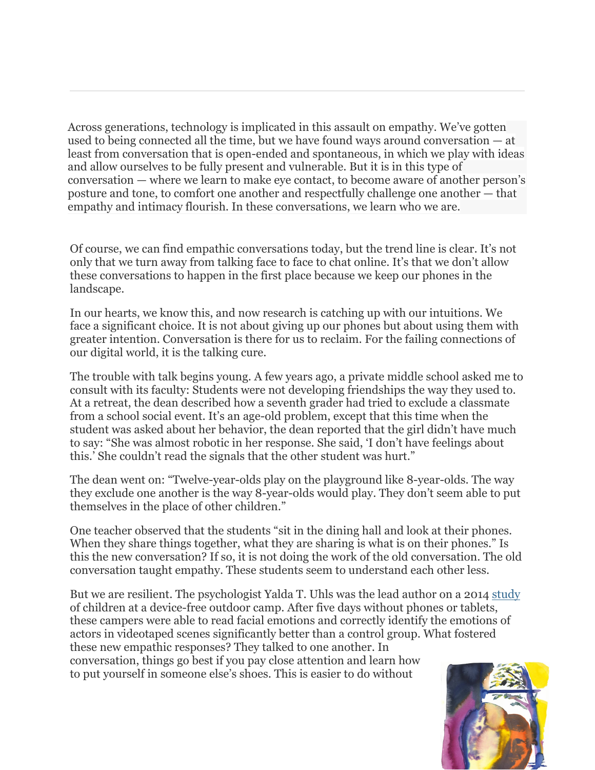Across generations, technology is implicated in this assault on empathy. We've gotten used to being connected all the time, but we have found ways around conversation — at least from conversation that is open-ended and spontaneous, in which we play with ideas and allow ourselves to be fully present and vulnerable. But it is in this type of conversation — where we learn to make eye contact, to become aware of another person's posture and tone, to comfort one another and respectfully challenge one another — that empathy and intimacy flourish. In these conversations, we learn who we are.

Of course, we can find empathic conversations today, but the trend line is clear. It's not only that we turn away from talking face to face to chat online. It's that we don't allow these conversations to happen in the first place because we keep our phones in the landscape.

In our hearts, we know this, and now research is catching up with our intuitions. We face a significant choice. It is not about giving up our phones but about using them with greater intention. Conversation is there for us to reclaim. For the failing connections of our digital world, it is the talking cure.

The trouble with talk begins young. A few years ago, a private middle school asked me to consult with its faculty: Students were not developing friendships the way they used to. At a retreat, the dean described how a seventh grader had tried to exclude a classmate from a school social event. It's an age-old problem, except that this time when the student was asked about her behavior, the dean reported that the girl didn't have much to say: "She was almost robotic in her response. She said, 'I don't have feelings about this.' She couldn't read the signals that the other student was hurt."

The dean went on: "Twelve-year-olds play on the playground like 8-year-olds. The way they exclude one another is the way 8-year-olds would play. They don't seem able to put themselves in the place of other children."

One teacher observed that the students "sit in the dining hall and look at their phones. When they share things together, what they are sharing is what is on their phones." Is this the new conversation? If so, it is not doing the work of the old conversation. The old conversation taught empathy. These students seem to understand each other less.

But we are resilient. The psychologist Yalda T. Uhls was the lead author on a 2014 [study](#) of children at a device-free outdoor camp. After five days without phones or tablets, these campers were able to read facial emotions and correctly identify the emotions of actors in videotaped scenes significantly better than a control group. What fostered these new empathic responses? They talked to one another. In conversation, things go best if you pay close attention and learn how to put yourself in someone else's shoes. This is easier to do without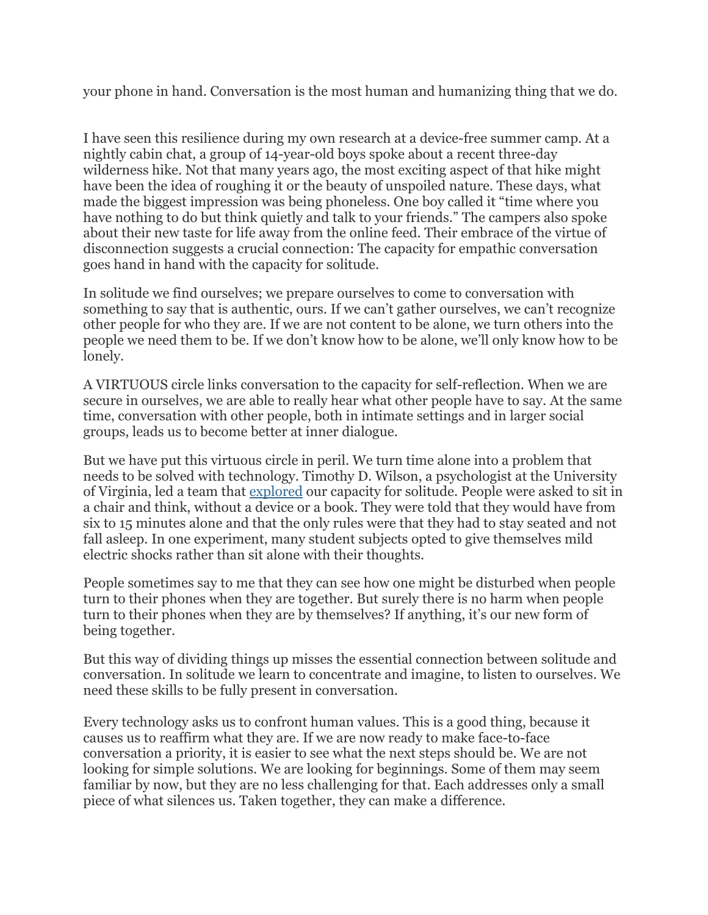your phone in hand. Conversation is the most human and humanizing thing that we do.

I have seen this resilience during my own research at a device-free summer camp. At a nightly cabin chat, a group of 14-year-old boys spoke about a recent three-day wilderness hike. Not that many years ago, the most exciting aspect of that hike might have been the idea of roughing it or the beauty of unspoiled nature. These days, what made the biggest impression was being phoneless. One boy called it "time where you have nothing to do but think quietly and talk to your friends." The campers also spoke about their new taste for life away from the online feed. Their embrace of the virtue of disconnection suggests a crucial connection: The capacity for empathic conversation goes hand in hand with the capacity for solitude.

In solitude we find ourselves; we prepare ourselves to come to conversation with something to say that is authentic, ours. If we can't gather ourselves, we can't recognize other people for who they are. If we are not content to be alone, we turn others into the people we need them to be. If we don't know how to be alone, we'll only know how to be lonely.

A VIRTUOUS circle links conversation to the capacity for self-reflection. When we are secure in ourselves, we are able to really hear what other people have to say. At the same time, conversation with other people, both in intimate settings and in larger social groups, leads us to become better at inner dialogue.

But we have put this virtuous circle in peril. We turn time alone into a problem that needs to be solved with technology. Timothy D. Wilson, a psychologist at the University of Virginia, led a team that explored our capacity for solitude. People were asked to sit in a chair and think, without a device or a book. They were told that they would have from six to 15 minutes alone and that the only rules were that they had to stay seated and not fall asleep. In one experiment, many student subjects opted to give themselves mild electric shocks rather than sit alone with their thoughts.

People sometimes say to me that they can see how one might be disturbed when people turn to their phones when they are together. But surely there is no harm when people turn to their phones when they are by themselves? If anything, it's our new form of being together.

But this way of dividing things up misses the essential connection between solitude and conversation. In solitude we learn to concentrate and imagine, to listen to ourselves. We need these skills to be fully present in conversation.

Every technology asks us to confront human values. This is a good thing, because it causes us to reaffirm what they are. If we are now ready to make face-to-face conversation a priority, it is easier to see what the next steps should be. We are not looking for simple solutions. We are looking for beginnings. Some of them may seem familiar by now, but they are no less challenging for that. Each addresses only a small piece of what silences us. Taken together, they can make a difference.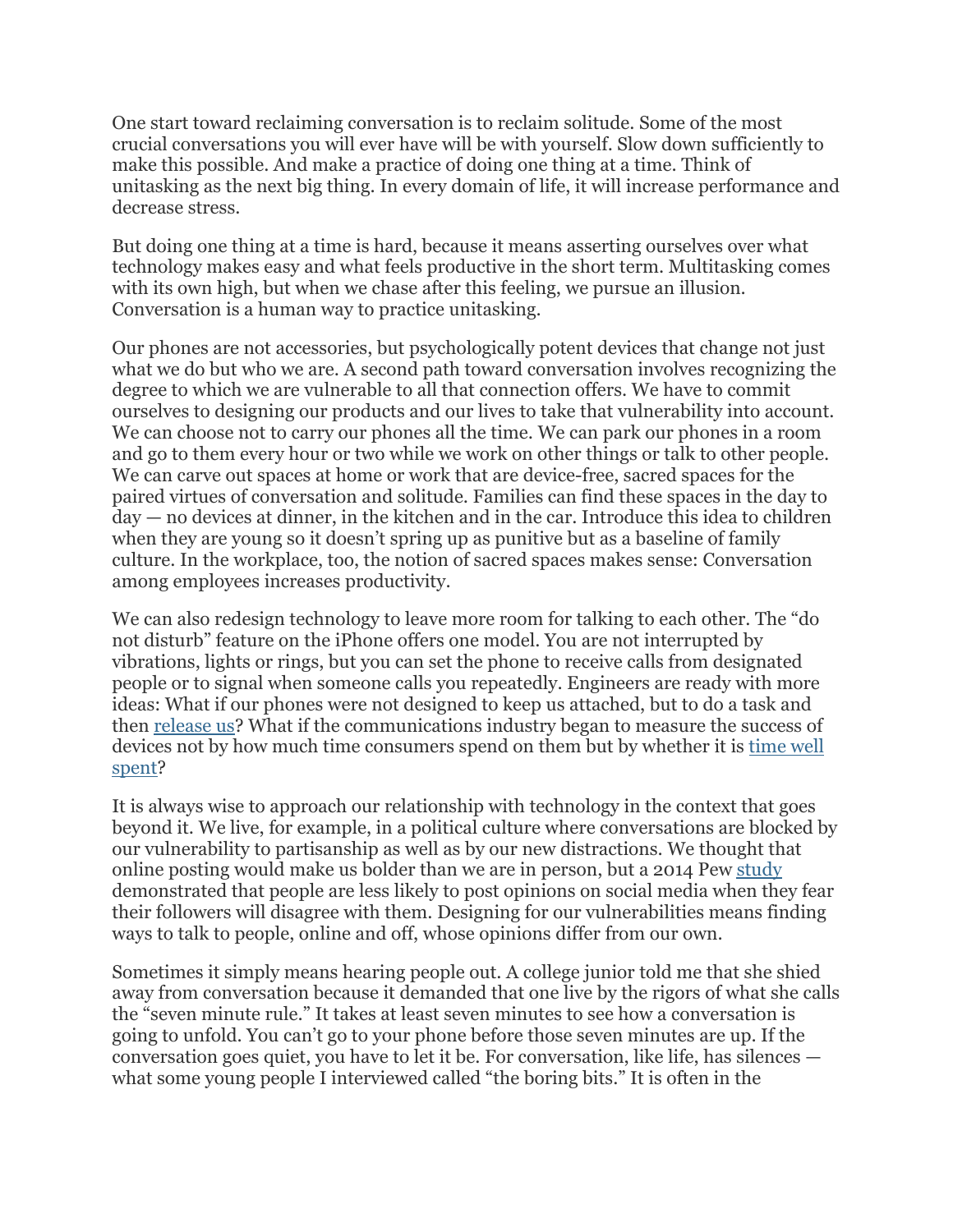One start toward reclaiming conversation is to reclaim solitude. Some of the most crucial conversations you will ever have will be with yourself. Slow down sufficiently to make this possible. And make a practice of doing one thing at a time. Think of unitasking as the next big thing. In every domain of life, it will increase performance and decrease stress.

But doing one thing at a time is hard, because it means asserting ourselves over what technology makes easy and what feels productive in the short term. Multitasking comes with its own high, but when we chase after this feeling, we pursue an illusion. Conversation is a human way to practice unitasking.

Our phones are not accessories, but psychologically potent devices that change not just what we do but who we are. A second path toward conversation involves recognizing the degree to which we are vulnerable to all that connection offers. We have to commit ourselves to designing our products and our lives to take that vulnerability into account. We can choose not to carry our phones all the time. We can park our phones in a room and go to them every hour or two while we work on other things or talk to other people. We can carve out spaces at home or work that are device-free, sacred spaces for the paired virtues of conversation and solitude. Families can find these spaces in the day to day — no devices at dinner, in the kitchen and in the car. Introduce this idea to children when they are young so it doesn't spring up as punitive but as a baseline of family culture. In the workplace, too, the notion of sacred spaces makes sense: Conversation among employees increases productivity.

We can also redesign technology to leave more room for talking to each other. The "do not disturb" feature on the iPhone offers one model. You are not interrupted by vibrations, lights or rings, but you can set the phone to receive calls from designated people or to signal when someone calls you repeatedly. Engineers are ready with more ideas: What if our phones were not designed to keep us attached, but to do a task and then release us? What if the communications industry began to measure the success of devices not by how much time consumers spend on them but by whether it is time well spent?

It is always wise to approach our relationship with technology in the context that goes beyond it. We live, for example, in a political culture where conversations are blocked by our vulnerability to partisanship as well as by our new distractions. We thought that online posting would make us bolder than we are in person, but a 2014 Pew study demonstrated that people are less likely to post opinions on social media when they fear their followers will disagree with them. Designing for our vulnerabilities means finding ways to talk to people, online and off, whose opinions differ from our own.

Sometimes it simply means hearing people out. A college junior told me that she shied away from conversation because it demanded that one live by the rigors of what she calls the "seven minute rule." It takes at least seven minutes to see how a conversation is going to unfold. You can't go to your phone before those seven minutes are up. If the conversation goes quiet, you have to let it be. For conversation, like life, has silences — what some young people I interviewed called "the boring bits." It is often in the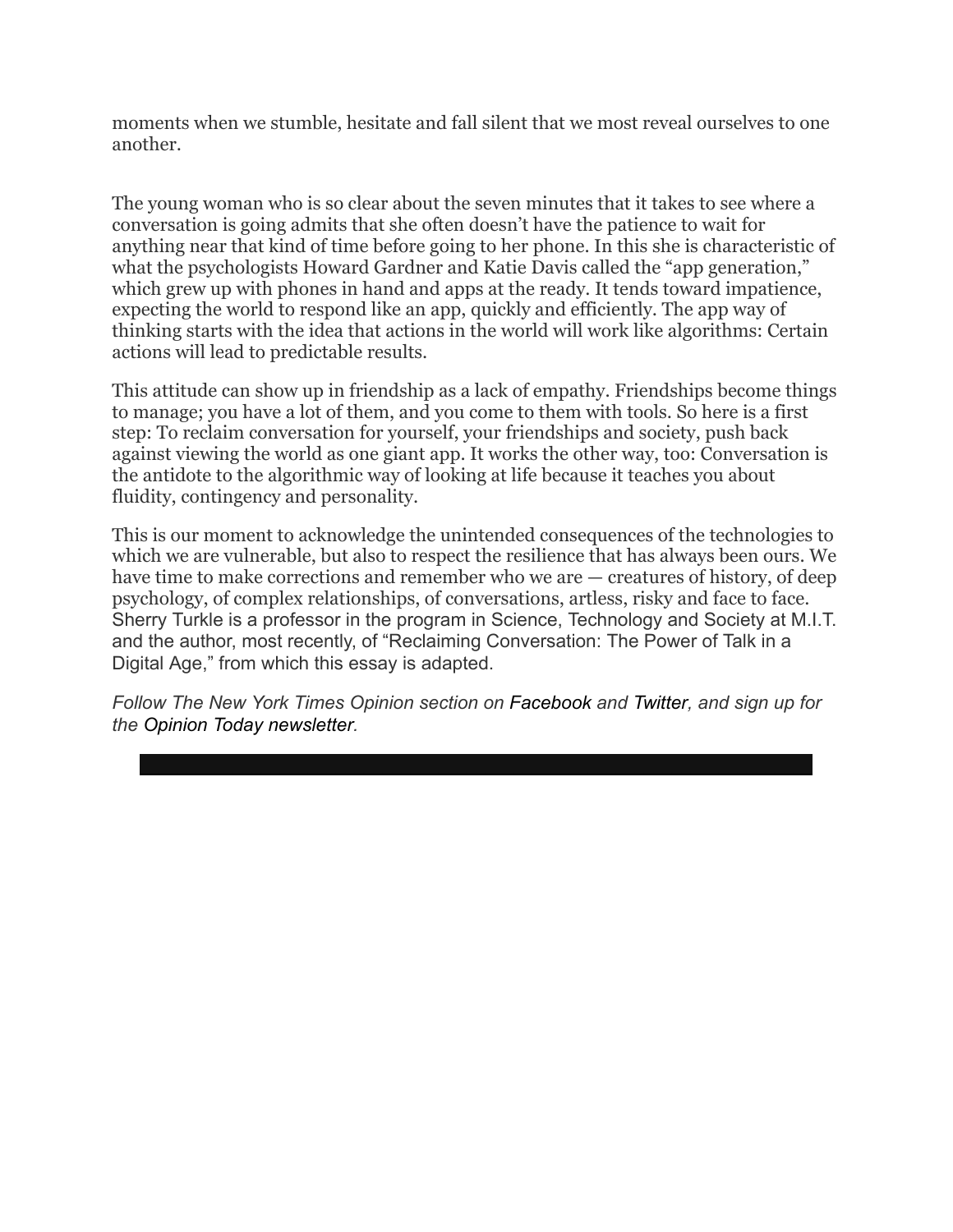moments when we stumble, hesitate and fall silent that we most reveal ourselves to one another.

The young woman who is so clear about the seven minutes that it takes to see where a conversation is going admits that she often doesn't have the patience to wait for anything near that kind of time before going to her phone. In this she is characteristic of what the psychologists Howard Gardner and Katie Davis called the "app generation," which grew up with phones in hand and apps at the ready. It tends toward impatience, expecting the world to respond like an app, quickly and efficiently. The app way of thinking starts with the idea that actions in the world will work like algorithms: Certain actions will lead to predictable results.

This attitude can show up in friendship as a lack of empathy. Friendships become things to manage; you have a lot of them, and you come to them with tools. So here is a first step: To reclaim conversation for yourself, your friendships and society, push back against viewing the world as one giant app. It works the other way, too: Conversation is the antidote to the algorithmic way of looking at life because it teaches you about fluidity, contingency and personality.

This is our moment to acknowledge the unintended consequences of the technologies to which we are vulnerable, but also to respect the resilience that has always been ours. We have time to make corrections and remember who we are — creatures of history, of deep psychology, of complex relationships, of conversations, artless, risky and face to face.

Sherry Turkle is a professor in the program in Science, Technology and Society at M.I.T. and the author, most recently, of "Reclaiming Conversation: The Power of Talk in a Digital Age," from which this essay is adapted.

*Follow The New York Times Opinion section on Facebook and Twitter, and sign up for the Opinion Today newsletter.*